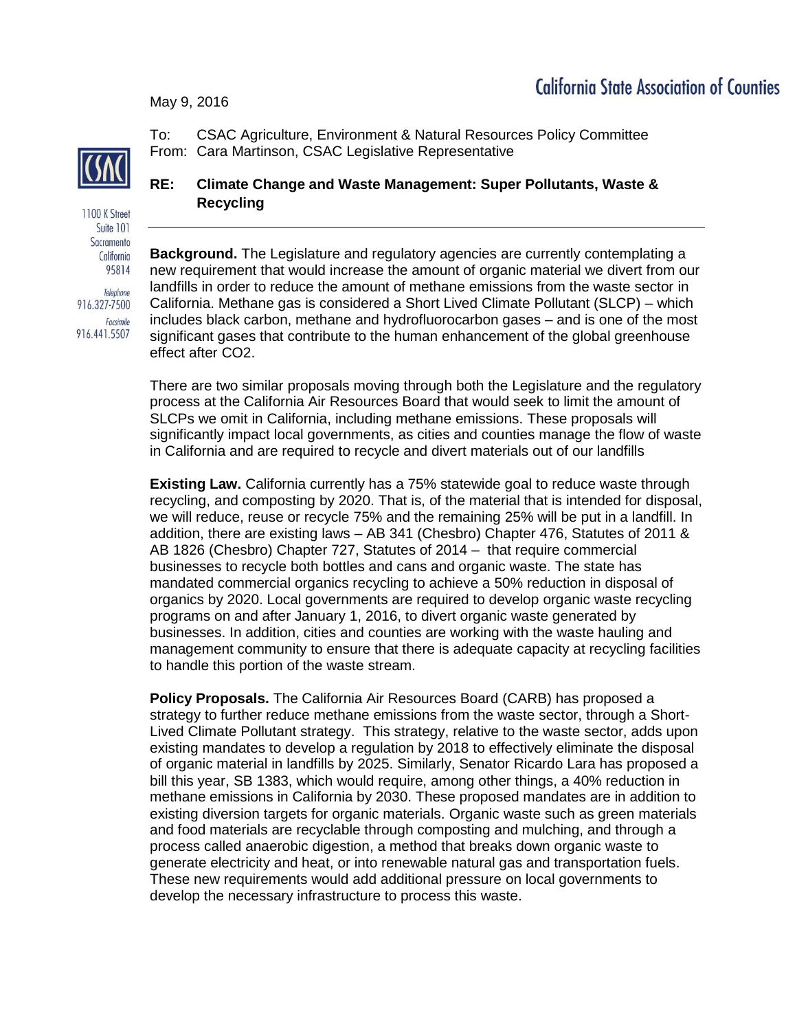California State Association of Counties

May 9, 2016

1100 K Street
Suite 101
Sacramento
California
95814

*Telephone*
916.327-7500

*Facsimile*
916.441.5507

To: CSAC Agriculture, Environment & Natural Resources Policy Committee
From: Cara Martinson, CSAC Legislative Representative

**RE: Climate Change and Waste Management: Super Pollutants, Waste & Recycling**

---

**Background.** The Legislature and regulatory agencies are currently contemplating a new requirement that would increase the amount of organic material we divert from our landfills in order to reduce the amount of methane emissions from the waste sector in California. Methane gas is considered a Short Lived Climate Pollutant (SLCP) – which includes black carbon, methane and hydrofluorocarbon gases – and is one of the most significant gases that contribute to the human enhancement of the global greenhouse effect after $CO_2$.

There are two similar proposals moving through both the Legislature and the regulatory process at the California Air Resources Board that would seek to limit the amount of SLCPs we omit in California, including methane emissions. These proposals will significantly impact local governments, as cities and counties manage the flow of waste in California and are required to recycle and divert materials out of our landfills

**Existing Law.** California currently has a 75% statewide goal to reduce waste through recycling, and composting by 2020. That is, of the material that is intended for disposal, we will reduce, reuse or recycle 75% and the remaining 25% will be put in a landfill. In addition, there are existing laws – AB 341 (Chesbro) Chapter 476, Statutes of 2011 & AB 1826 (Chesbro) Chapter 727, Statutes of 2014 – that require commercial businesses to recycle both bottles and cans and organic waste. The state has mandated commercial organics recycling to achieve a 50% reduction in disposal of organics by 2020. Local governments are required to develop organic waste recycling programs on and after January 1, 2016, to divert organic waste generated by businesses. In addition, cities and counties are working with the waste hauling and management community to ensure that there is adequate capacity at recycling facilities to handle this portion of the waste stream.

**Policy Proposals.** The California Air Resources Board (CARB) has proposed a strategy to further reduce methane emissions from the waste sector, through a Short-Lived Climate Pollutant strategy. This strategy, relative to the waste sector, adds upon existing mandates to develop a regulation by 2018 to effectively eliminate the disposal of organic material in landfills by 2025. Similarly, Senator Ricardo Lara has proposed a bill this year, SB 1383, which would require, among other things, a 40% reduction in methane emissions in California by 2030. These proposed mandates are in addition to existing diversion targets for organic materials. Organic waste such as green materials and food materials are recyclable through composting and mulching, and through a process called anaerobic digestion, a method that breaks down organic waste to generate electricity and heat, or into renewable natural gas and transportation fuels. These new requirements would add additional pressure on local governments to develop the necessary infrastructure to process this waste.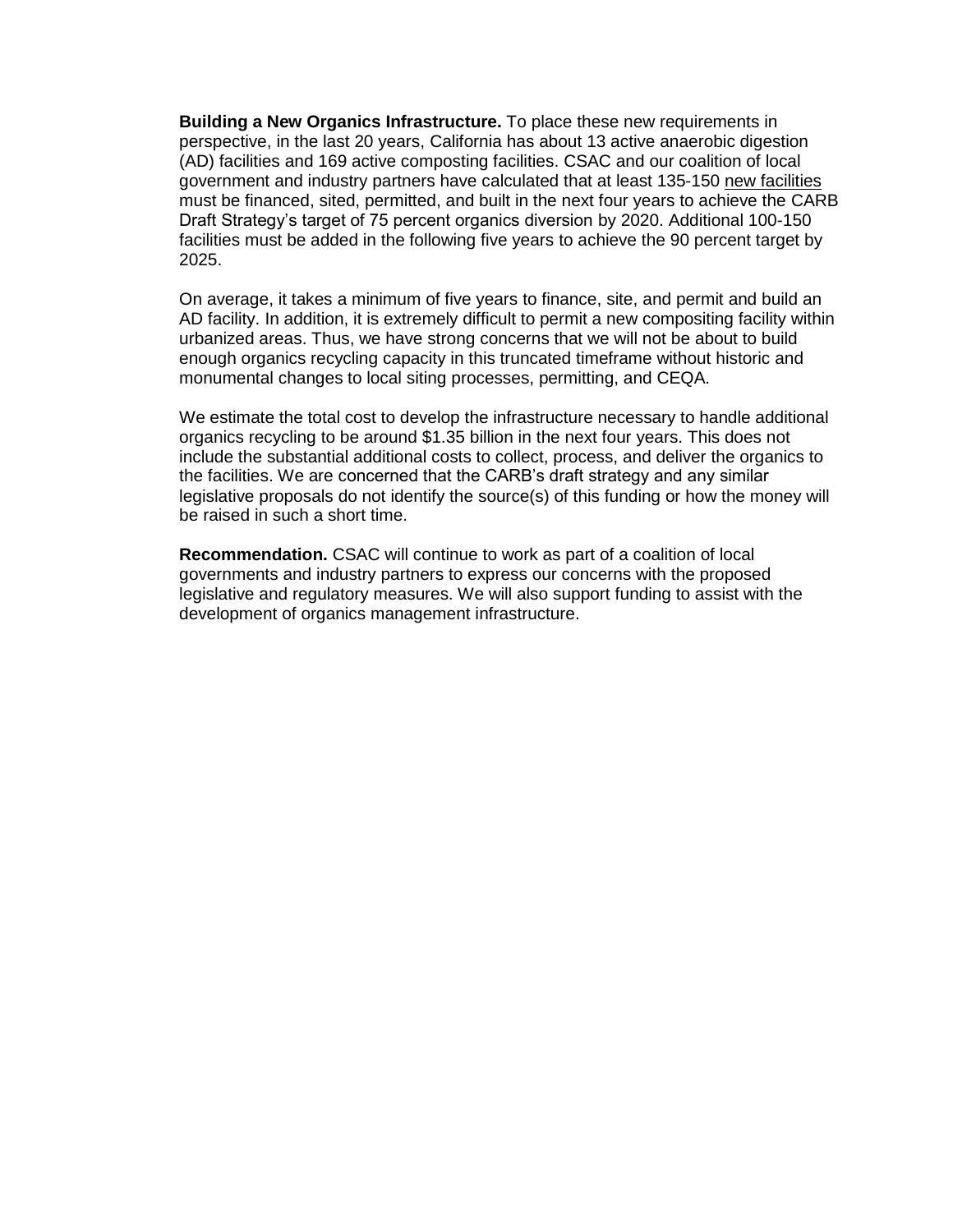**Building a New Organics Infrastructure.** To place these new requirements in perspective, in the last 20 years, California has about 13 active anaerobic digestion (AD) facilities and 169 active composting facilities. CSAC and our coalition of local government and industry partners have calculated that at least 135-150 new facilities must be financed, sited, permitted, and built in the next four years to achieve the CARB Draft Strategy's target of 75 percent organics diversion by 2020. Additional 100-150 facilities must be added in the following five years to achieve the 90 percent target by 2025.

On average, it takes a minimum of five years to finance, site, and permit and build an AD facility. In addition, it is extremely difficult to permit a new compositing facility within urbanized areas. Thus, we have strong concerns that we will not be about to build enough organics recycling capacity in this truncated timeframe without historic and monumental changes to local siting processes, permitting, and CEQA.

We estimate the total cost to develop the infrastructure necessary to handle additional organics recycling to be around $1.35 billion in the next four years. This does not include the substantial additional costs to collect, process, and deliver the organics to the facilities. We are concerned that the CARB's draft strategy and any similar legislative proposals do not identify the source(s) of this funding or how the money will be raised in such a short time.

**Recommendation.** CSAC will continue to work as part of a coalition of local governments and industry partners to express our concerns with the proposed legislative and regulatory measures. We will also support funding to assist with the development of organics management infrastructure.